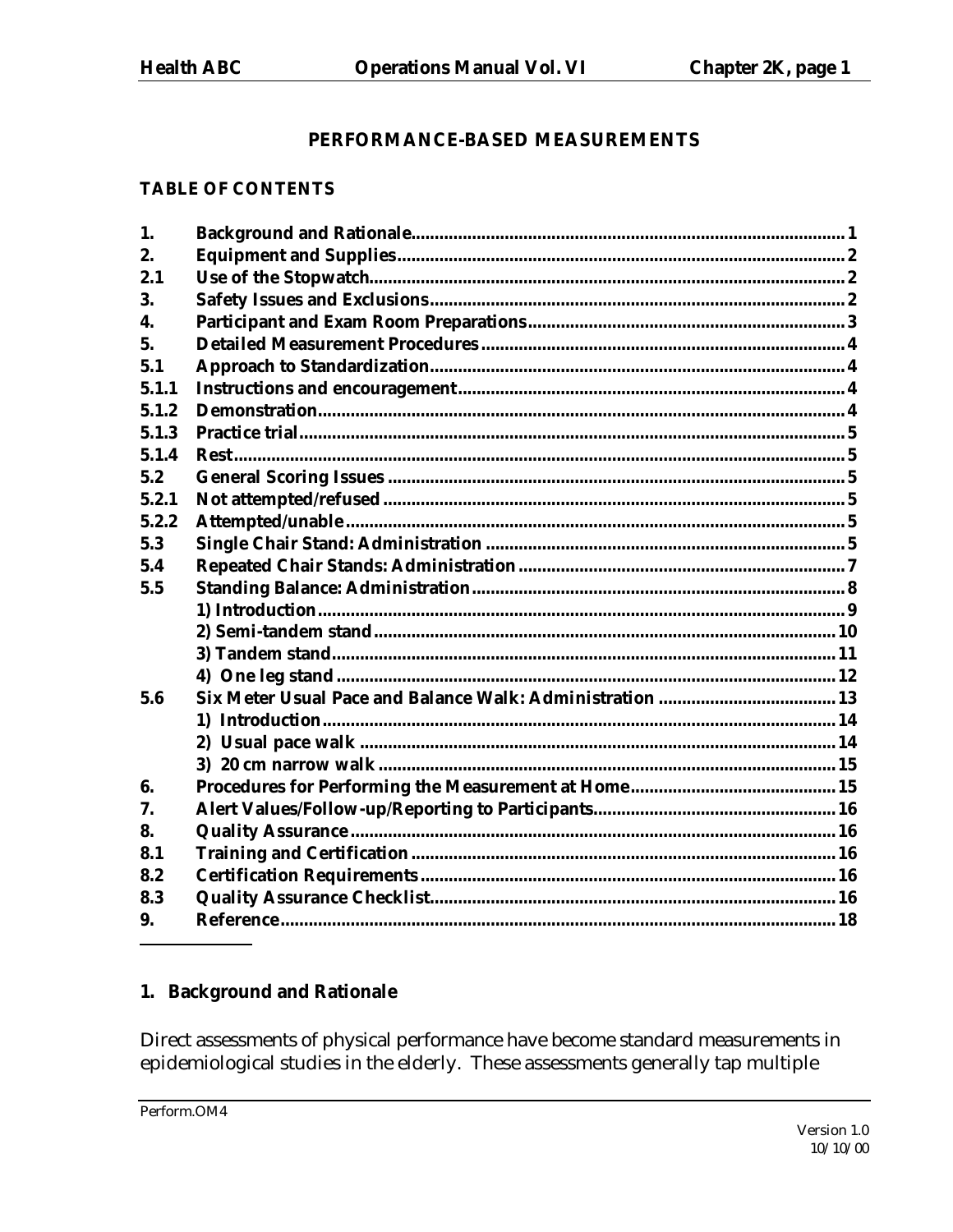# PERFORMANCE-BASED MEASUREMENTS

## TABLE OF CONTENTS

| | | |
|---|---|---|
| 1. | Background and Rationale | 1 |
| 2. | Equipment and Supplies | 2 |
| 2.1 | Use of the Stopwatch | 2 |
| 3. | Safety Issues and Exclusions | 2 |
| 4. | Participant and Exam Room Preparations | 3 |
| 5. | Detailed Measurement Procedures | 4 |
| 5.1 | Approach to Standardization | 4 |
| 5.1.1 | Instructions and encouragement | 4 |
| 5.1.2 | Demonstration | 4 |
| 5.1.3 | Practice trial | 5 |
| 5.1.4 | Rest | 5 |
| 5.2 | General Scoring Issues | 5 |
| 5.2.1 | Not attempted/refused | 5 |
| 5.2.2 | Attempted/unable | 5 |
| 5.3 | Single Chair Stand: Administration | 5 |
| 5.4 | Repeated Chair Stands: Administration | 7 |
| 5.5 | Standing Balance: Administration | 8 |
| | 1) Introduction | 9 |
| | 2) Semi-tandem stand | 10 |
| | 3) Tandem stand | 11 |
| | 4) One leg stand | 12 |
| 5.6 | Six Meter Usual Pace and Balance Walk: Administration | 13 |
| | 1) Introduction | 14 |
| | 2) Usual pace walk | 14 |
| | 3) 20 cm narrow walk | 15 |
| 6. | Procedures for Performing the Measurement at Home | 15 |
| 7. | Alert Values/Follow-up/Reporting to Participants | 16 |
| 8. | Quality Assurance | 16 |
| 8.1 | Training and Certification | 16 |
| 8.2 | Certification Requirements | 16 |
| 8.3 | Quality Assurance Checklist | 16 |
| 9. | Reference | 18 |

## 1. Background and Rationale

Direct assessments of physical performance have become standard measurements in epidemiological studies in the elderly. These assessments generally tap multiple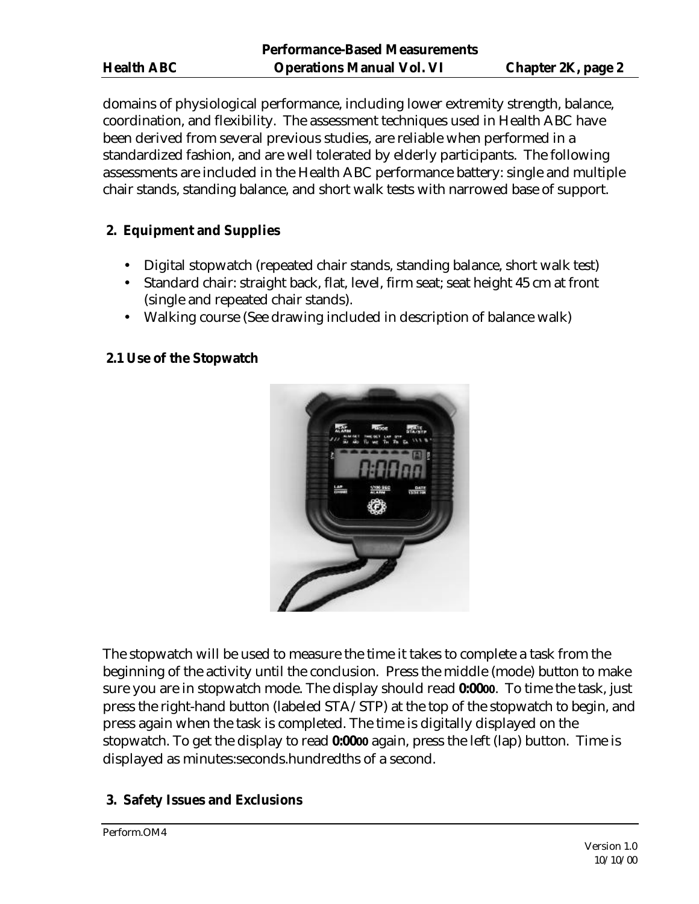domains of physiological performance, including lower extremity strength, balance, coordination, and flexibility. The assessment techniques used in Health ABC have been derived from several previous studies, are reliable when performed in a standardized fashion, and are well tolerated by elderly participants. The following assessments are included in the Health ABC performance battery: single and multiple chair stands, standing balance, and short walk tests with narrowed base of support.

## 2. Equipment and Supplies

- Digital stopwatch (repeated chair stands, standing balance, short walk test)
- Standard chair: straight back, flat, level, firm seat; seat height 45 cm at front (single and repeated chair stands).
- Walking course (See drawing included in description of balance walk)

### 2.1 Use of the Stopwatch

The stopwatch will be used to measure the time it takes to complete a task from the beginning of the activity until the conclusion. Press the middle (mode) button to make sure you are in stopwatch mode. The display should read **0:0000**. To time the task, just press the right-hand button (labeled STA/STP) at the top of the stopwatch to begin, and press again when the task is completed. The time is digitally displayed on the stopwatch. To get the display to read **0:0000** again, press the left (lap) button. Time is displayed as minutes:seconds.hundredths of a second.

## 3. Safety Issues and Exclusions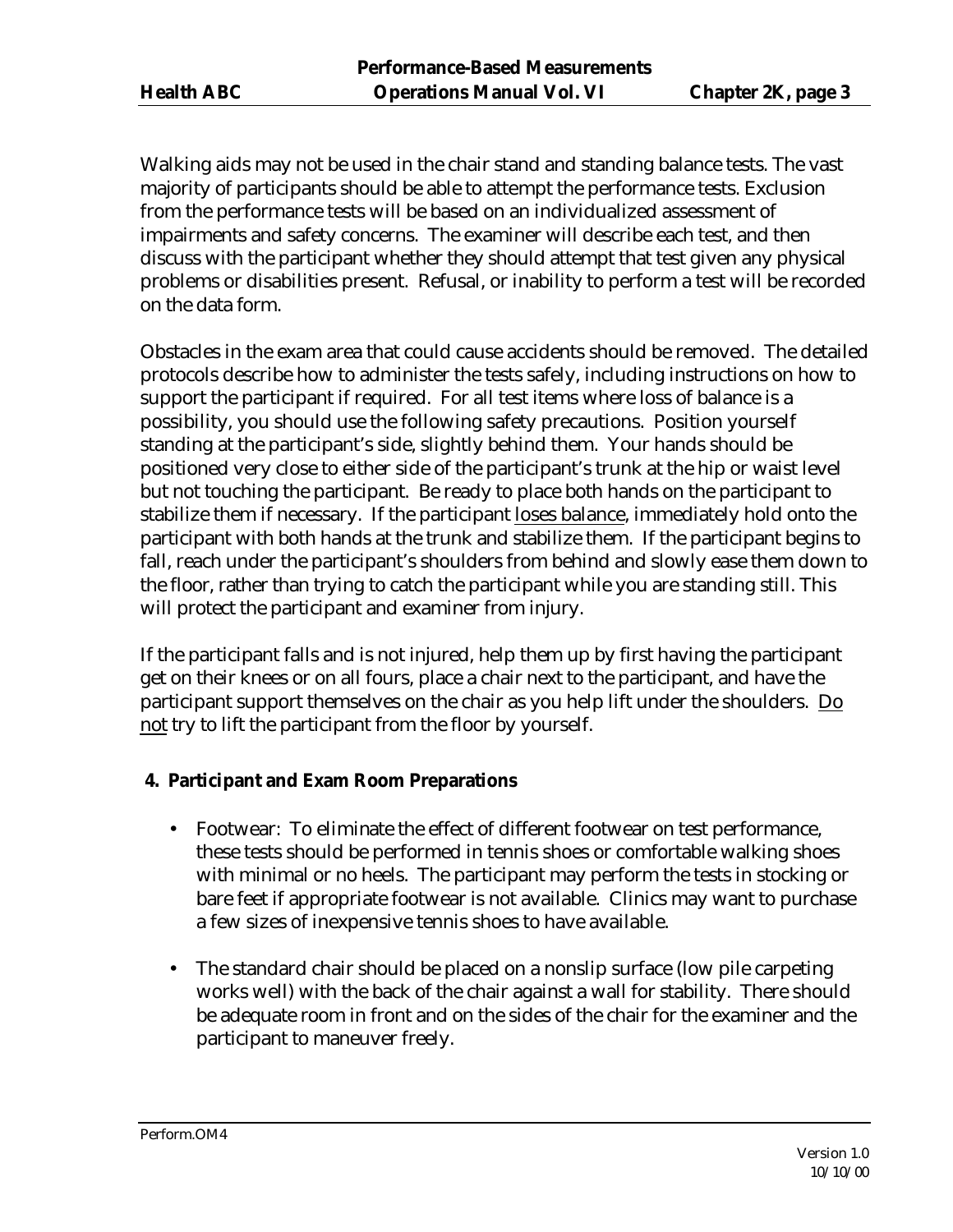Walking aids may not be used in the chair stand and standing balance tests. The vast majority of participants should be able to attempt the performance tests. Exclusion from the performance tests will be based on an individualized assessment of impairments and safety concerns. The examiner will describe each test, and then discuss with the participant whether they should attempt that test given any physical problems or disabilities present. Refusal, or inability to perform a test will be recorded on the data form.

Obstacles in the exam area that could cause accidents should be removed. The detailed protocols describe how to administer the tests safely, including instructions on how to support the participant if required. For all test items where loss of balance is a possibility, you should use the following safety precautions. Position yourself standing at the participant's side, slightly behind them. Your hands should be positioned very close to either side of the participant's trunk at the hip or waist level but not touching the participant. Be ready to place both hands on the participant to stabilize them if necessary. If the participant loses balance, immediately hold onto the participant with both hands at the trunk and stabilize them. If the participant begins to fall, reach under the participant's shoulders from behind and slowly ease them down to the floor, rather than trying to catch the participant while you are standing still. This will protect the participant and examiner from injury.

If the participant falls and is not injured, help them up by first having the participant get on their knees or on all fours, place a chair next to the participant, and have the participant support themselves on the chair as you help lift under the shoulders. Do not try to lift the participant from the floor by yourself.

## 4. Participant and Exam Room Preparations

- Footwear: To eliminate the effect of different footwear on test performance, these tests should be performed in tennis shoes or comfortable walking shoes with minimal or no heels. The participant may perform the tests in stocking or bare feet if appropriate footwear is not available. Clinics may want to purchase a few sizes of inexpensive tennis shoes to have available.
- The standard chair should be placed on a nonslip surface (low pile carpeting works well) with the back of the chair against a wall for stability. There should be adequate room in front and on the sides of the chair for the examiner and the participant to maneuver freely.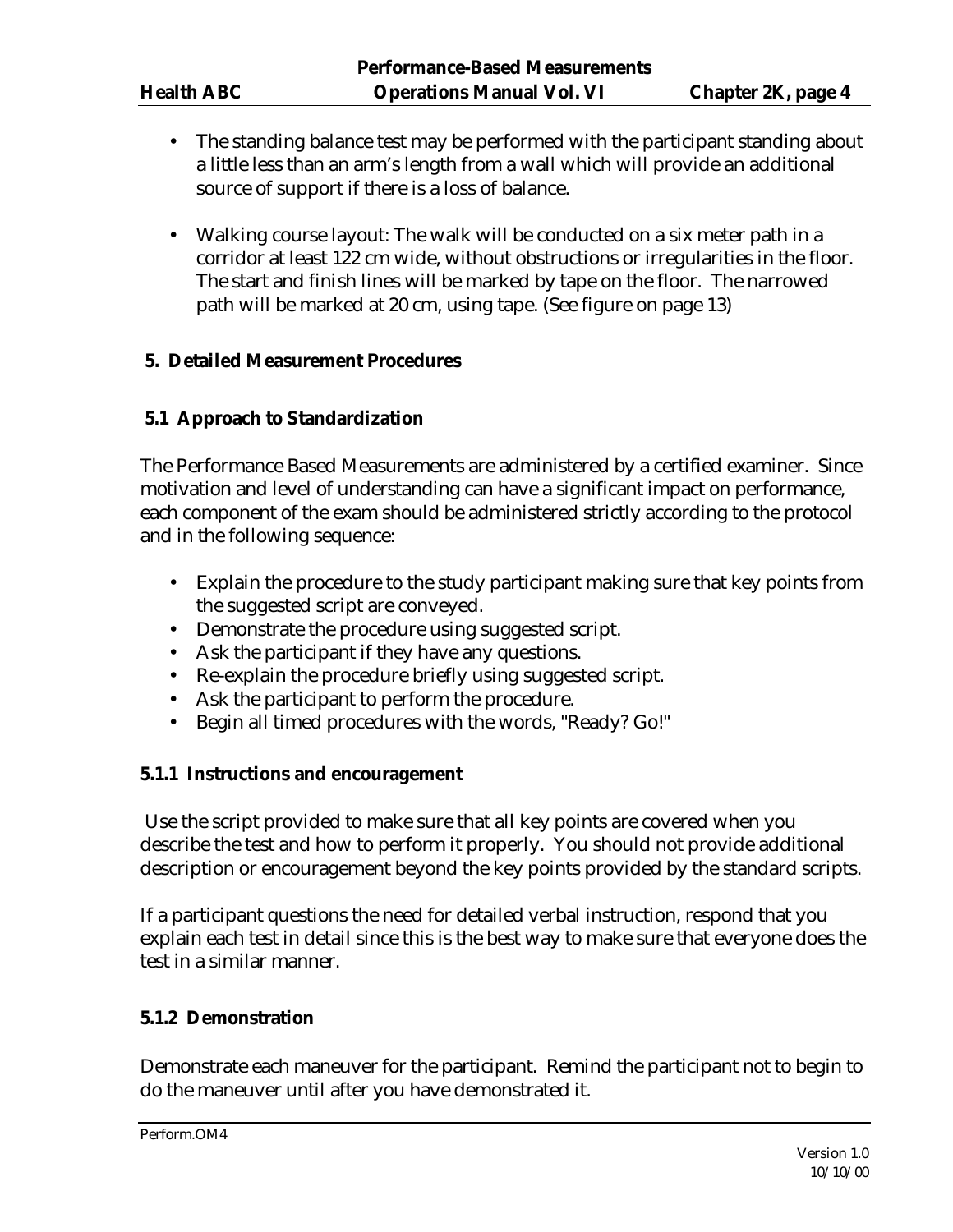- The standing balance test may be performed with the participant standing about a little less than an arm's length from a wall which will provide an additional source of support if there is a loss of balance.

- Walking course layout: The walk will be conducted on a six meter path in a corridor at least 122 cm wide, without obstructions or irregularities in the floor. The start and finish lines will be marked by tape on the floor. The narrowed path will be marked at 20 cm, using tape. (See figure on page 13)

## 5. Detailed Measurement Procedures

### 5.1 Approach to Standardization

The Performance Based Measurements are administered by a certified examiner. Since motivation and level of understanding can have a significant impact on performance, each component of the exam should be administered strictly according to the protocol and in the following sequence:

- Explain the procedure to the study participant making sure that key points from the suggested script are conveyed.
- Demonstrate the procedure using suggested script.
- Ask the participant if they have any questions.
- Re-explain the procedure briefly using suggested script.
- Ask the participant to perform the procedure.
- Begin all timed procedures with the words, "Ready? Go!"

#### 5.1.1 Instructions and encouragement

Use the script provided to make sure that all key points are covered when you describe the test and how to perform it properly. You should not provide additional description or encouragement beyond the key points provided by the standard scripts.

If a participant questions the need for detailed verbal instruction, respond that you explain each test in detail since this is the best way to make sure that everyone does the test in a similar manner.

#### 5.1.2 Demonstration

Demonstrate each maneuver for the participant. Remind the participant not to begin to do the maneuver until after you have demonstrated it.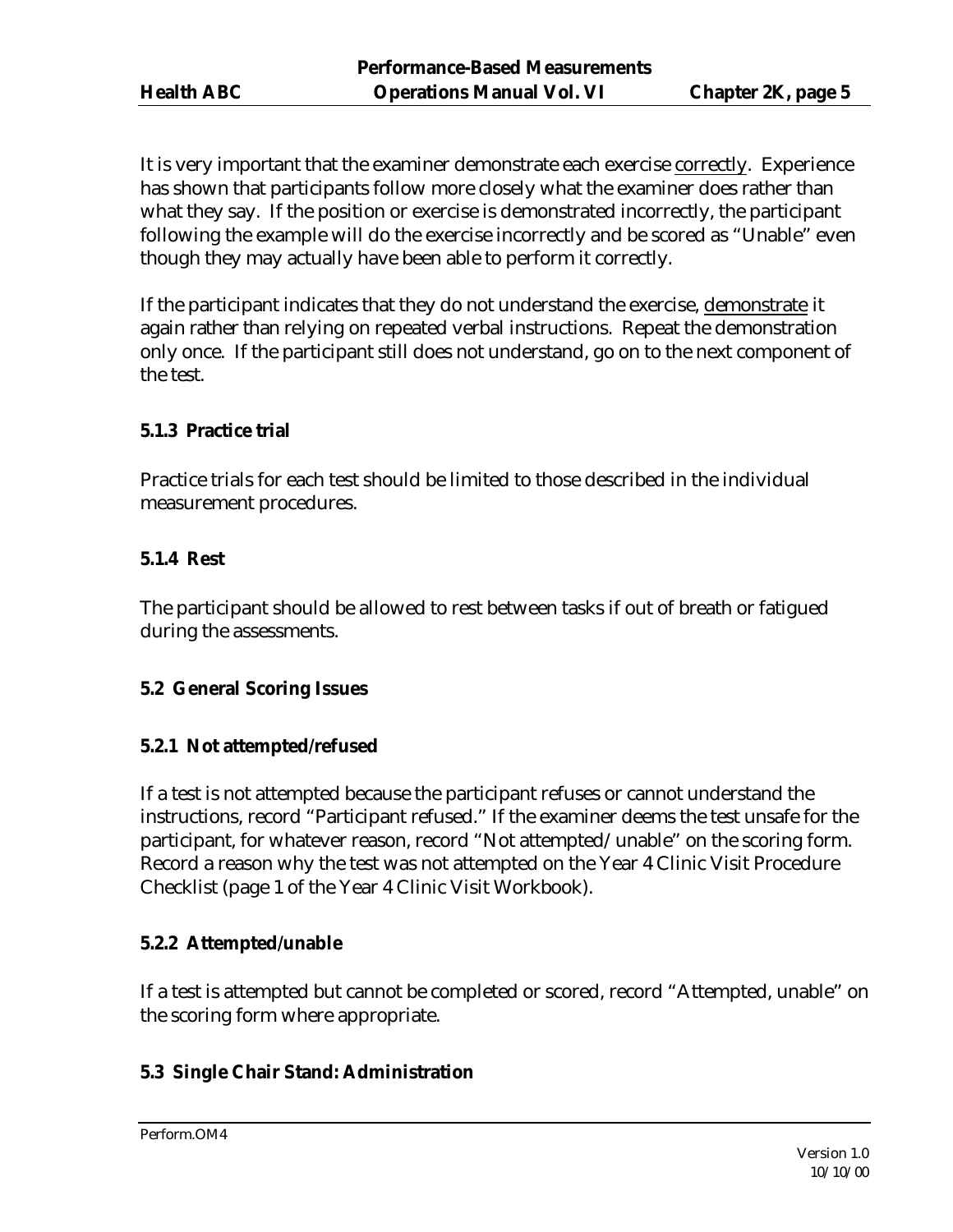It is very important that the examiner demonstrate each exercise <u>correctly</u>. Experience has shown that participants follow more closely what the examiner does rather than what they say. If the position or exercise is demonstrated incorrectly, the participant following the example will do the exercise incorrectly and be scored as "Unable" even though they may actually have been able to perform it correctly.

If the participant indicates that they do not understand the exercise, <u>demonstrate</u> it again rather than relying on repeated verbal instructions. Repeat the demonstration only once. If the participant still does not understand, go on to the next component of the test.

#### 5.1.3 Practice trial

Practice trials for each test should be limited to those described in the individual measurement procedures.

#### 5.1.4 Rest

The participant should be allowed to rest between tasks if out of breath or fatigued during the assessments.

### 5.2 General Scoring Issues

#### 5.2.1 Not attempted/refused

If a test is not attempted because the participant refuses or cannot understand the instructions, record "Participant refused." If the examiner deems the test unsafe for the participant, for whatever reason, record "Not attempted/ unable" on the scoring form. Record a reason why the test was not attempted on the Year 4 Clinic Visit Procedure Checklist (page 1 of the Year 4 Clinic Visit Workbook).

#### 5.2.2 Attempted/unable

If a test is attempted but cannot be completed or scored, record "Attempted, unable" on the scoring form where appropriate.

### 5.3 Single Chair Stand: Administration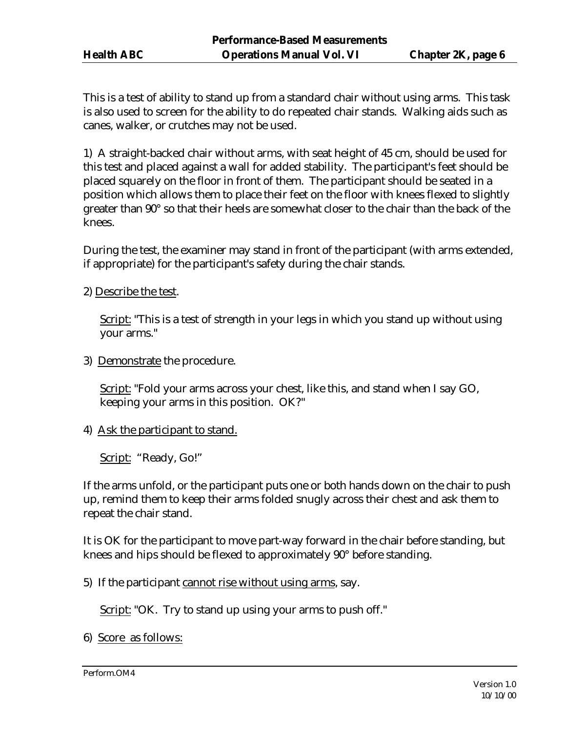This is a test of ability to stand up from a standard chair without using arms. This task is also used to screen for the ability to do repeated chair stands. Walking aids such as canes, walker, or crutches may not be used.

1) A straight-backed chair without arms, with seat height of 45 cm, should be used for this test and placed against a wall for added stability. The participant's feet should be placed squarely on the floor in front of them. The participant should be seated in a position which allows them to place their feet on the floor with knees flexed to slightly greater than 90° so that their heels are somewhat closer to the chair than the back of the knees.

During the test, the examiner may stand in front of the participant (with arms extended, if appropriate) for the participant's safety during the chair stands.

2) <u>Describe the test</u>.

   <u>Script:</u> "This is a test of strength in your legs in which you stand up without using your arms."

3) <u>Demonstrate</u> the procedure.

   <u>Script:</u> "Fold your arms across your chest, like this, and stand when I say GO, keeping your arms in this position. OK?"

4) <u>Ask the participant to stand.</u>

   <u>Script:</u> "Ready, Go!"

If the arms unfold, or the participant puts one or both hands down on the chair to push up, remind them to keep their arms folded snugly across their chest and ask them to repeat the chair stand.

It is OK for the participant to move part-way forward in the chair before standing, but knees and hips should be flexed to approximately 90° before standing.

5) If the participant <u>cannot rise without using arms</u>, say.

   <u>Script:</u> "OK. Try to stand up using your arms to push off."

6) <u>Score as follows:</u>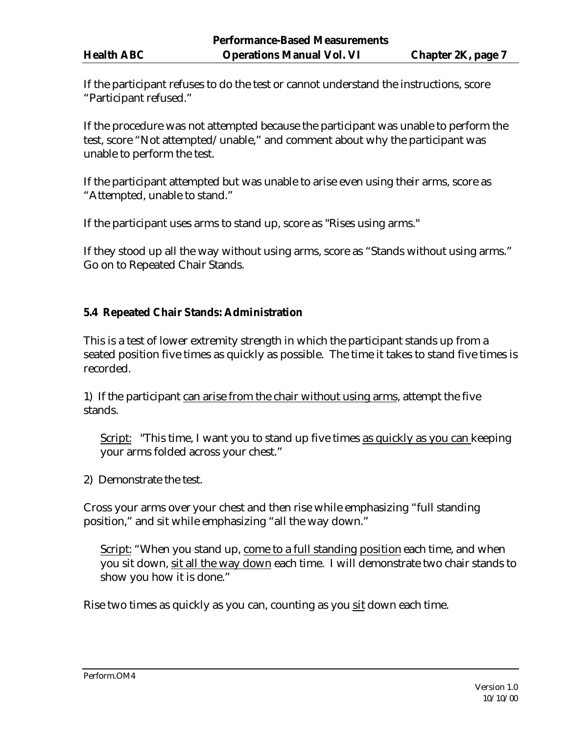If the participant refuses to do the test or cannot understand the instructions, score "Participant refused."

If the procedure was not attempted because the participant was unable to perform the test, score "Not attempted/unable," and comment about why the participant was unable to perform the test.

If the participant attempted but was unable to arise even using their arms, score as "Attempted, unable to stand."

If the participant uses arms to stand up, score as "Rises using arms."

If they stood up all the way without using arms, score as "Stands without using arms." Go on to Repeated Chair Stands.

### 5.4 Repeated Chair Stands: Administration

This is a test of lower extremity strength in which the participant stands up from a seated position five times as quickly as possible. The time it takes to stand five times is recorded.

1) If the participant <u>can arise from the chair without using arms</u>, attempt the five stands.

> <u>Script:</u> "This time, I want you to stand up five times <u>as quickly as you can</u> keeping your arms folded across your chest."

2) Demonstrate the test.

Cross your arms over your chest and then rise while emphasizing "full standing position," and sit while emphasizing "all the way down."

> <u>Script:</u> "When you stand up, <u>come to a full standing position</u> each time, and when you sit down, <u>sit all the way down</u> each time. I will demonstrate two chair stands to show you how it is done."

Rise two times as quickly as you can, counting as you <u>sit</u> down each time.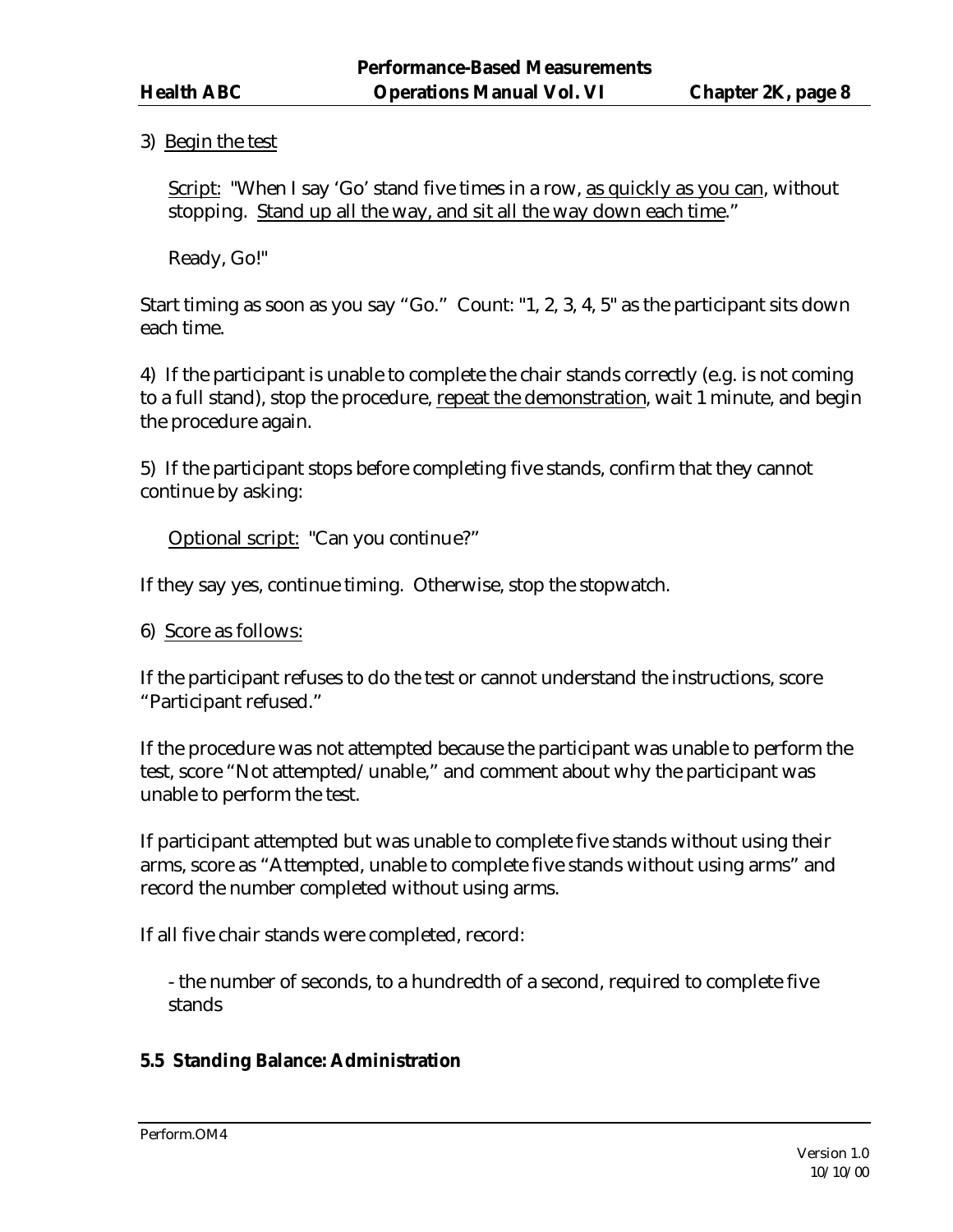3) Begin the test

Script: "When I say 'Go' stand five times in a row, as quickly as you can, without stopping. Stand up all the way, and sit all the way down each time."

Ready, Go!"

Start timing as soon as you say "Go." Count: "1, 2, 3, 4, 5" as the participant sits down each time.

4) If the participant is unable to complete the chair stands correctly (e.g. is not coming to a full stand), stop the procedure, repeat the demonstration, wait 1 minute, and begin the procedure again.

5) If the participant stops before completing five stands, confirm that they cannot continue by asking:

Optional script: "Can you continue?"

If they say yes, continue timing. Otherwise, stop the stopwatch.

6) Score as follows:

If the participant refuses to do the test or cannot understand the instructions, score "Participant refused."

If the procedure was not attempted because the participant was unable to perform the test, score "Not attempted/unable," and comment about why the participant was unable to perform the test.

If participant attempted but was unable to complete five stands without using their arms, score as "Attempted, unable to complete five stands without using arms" and record the number completed without using arms.

If all five chair stands were completed, record:

- the number of seconds, to a hundredth of a second, required to complete five stands

## 5.5 Standing Balance: Administration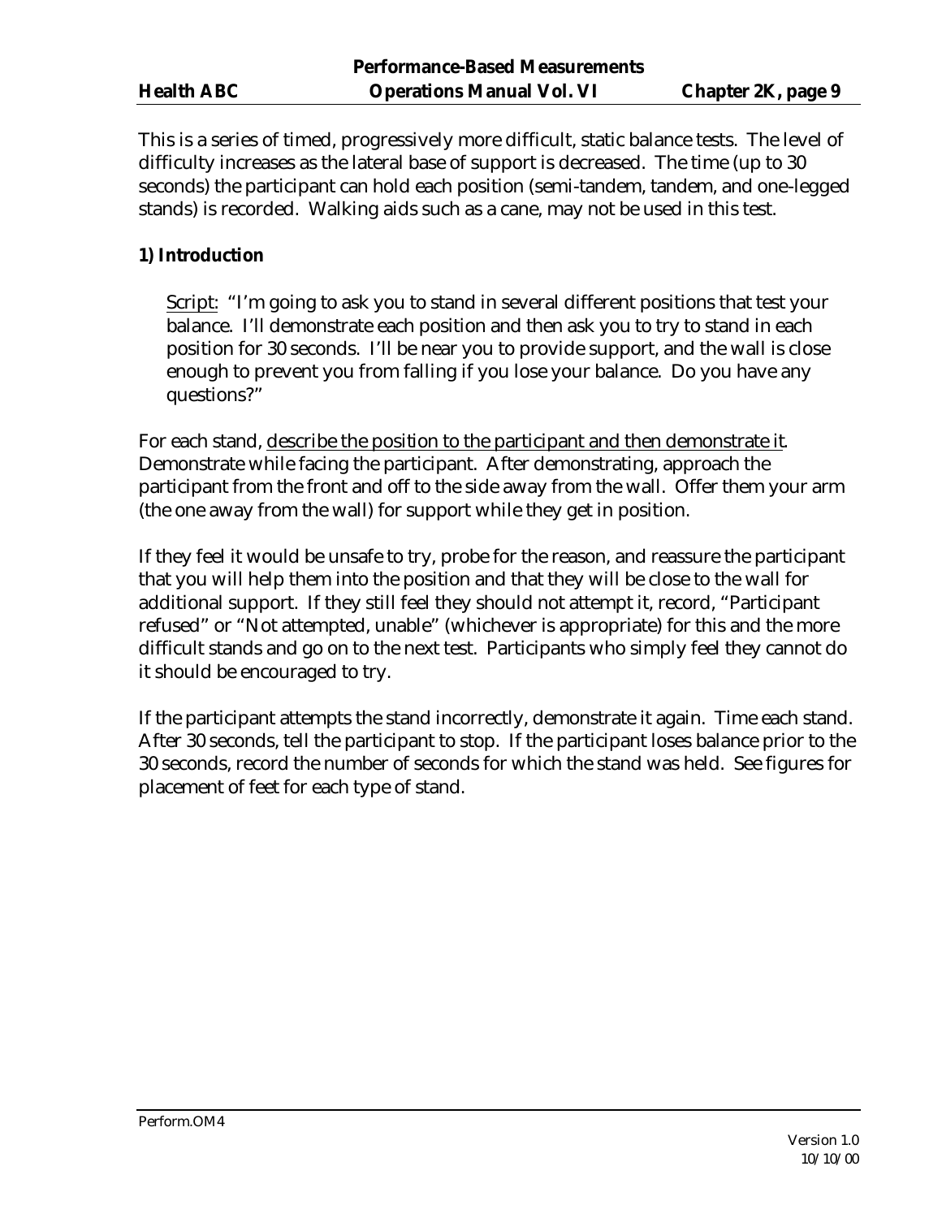This is a series of timed, progressively more difficult, static balance tests. The level of difficulty increases as the lateral base of support is decreased. The time (up to 30 seconds) the participant can hold each position (semi-tandem, tandem, and one-legged stands) is recorded. Walking aids such as a cane, may not be used in this test.

**1) Introduction**

<u>Script:</u> "I'm going to ask you to stand in several different positions that test your balance. I'll demonstrate each position and then ask you to try to stand in each position for 30 seconds. I'll be near you to provide support, and the wall is close enough to prevent you from falling if you lose your balance. Do you have any questions?"

For each stand, <u>describe the position to the participant and then demonstrate it</u>. Demonstrate while facing the participant. After demonstrating, approach the participant from the front and off to the side away from the wall. Offer them your arm (the one away from the wall) for support while they get in position.

If they feel it would be unsafe to try, probe for the reason, and reassure the participant that you will help them into the position and that they will be close to the wall for additional support. If they still feel they should not attempt it, record, "Participant refused" or "Not attempted, unable" (whichever is appropriate) for this and the more difficult stands and go on to the next test. Participants who simply feel they cannot do it should be encouraged to try.

If the participant attempts the stand incorrectly, demonstrate it again. Time each stand. After 30 seconds, tell the participant to stop. If the participant loses balance prior to the 30 seconds, record the number of seconds for which the stand was held. See figures for placement of feet for each type of stand.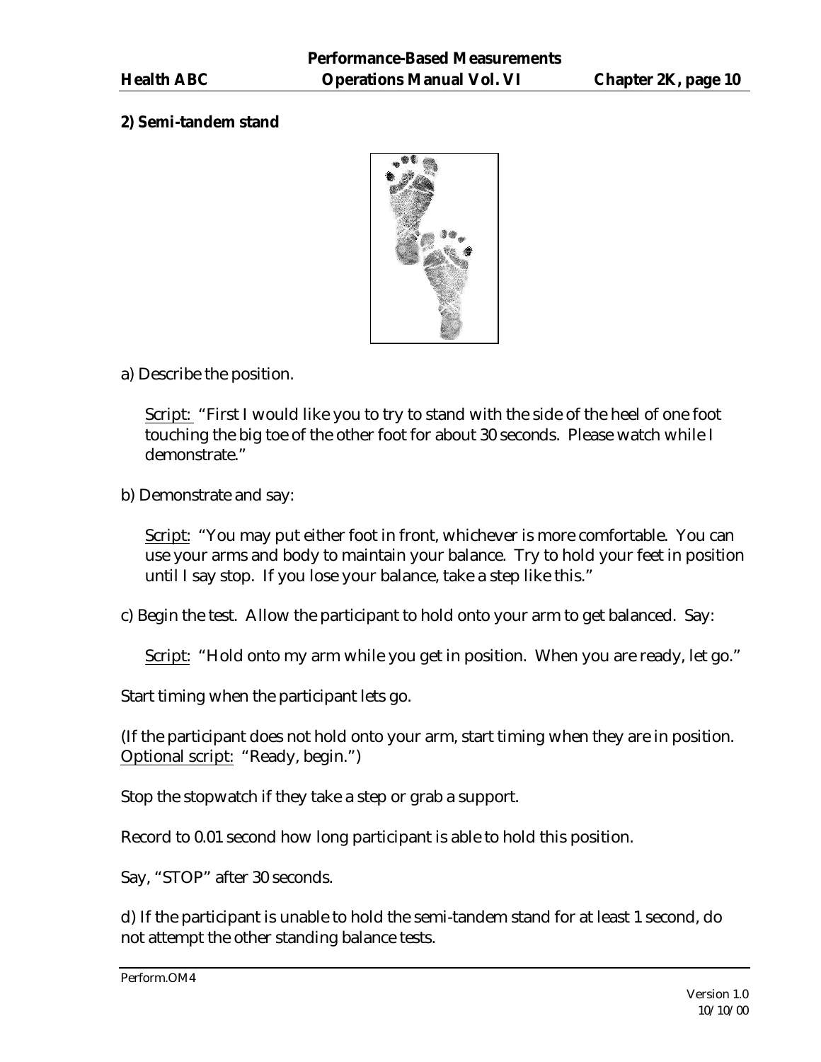**2) Semi-tandem stand**

a) Describe the position.

Script: "First I would like you to try to stand with the side of the heel of one foot touching the big toe of the other foot for about 30 seconds. Please watch while I demonstrate."

b) Demonstrate and say:

Script: "You may put either foot in front, whichever is more comfortable. You can use your arms and body to maintain your balance. Try to hold your feet in position until I say stop. If you lose your balance, take a step like this."

c) Begin the test. Allow the participant to hold onto your arm to get balanced. Say:

Script: "Hold onto my arm while you get in position. When you are ready, let go."

Start timing when the participant lets go.

(If the participant does not hold onto your arm, start timing when they are in position. Optional script: "Ready, begin.")

Stop the stopwatch if they take a step or grab a support.

Record to 0.01 second how long participant is able to hold this position.

Say, "STOP" after 30 seconds.

d) If the participant is unable to hold the semi-tandem stand for at least 1 second, do not attempt the other standing balance tests.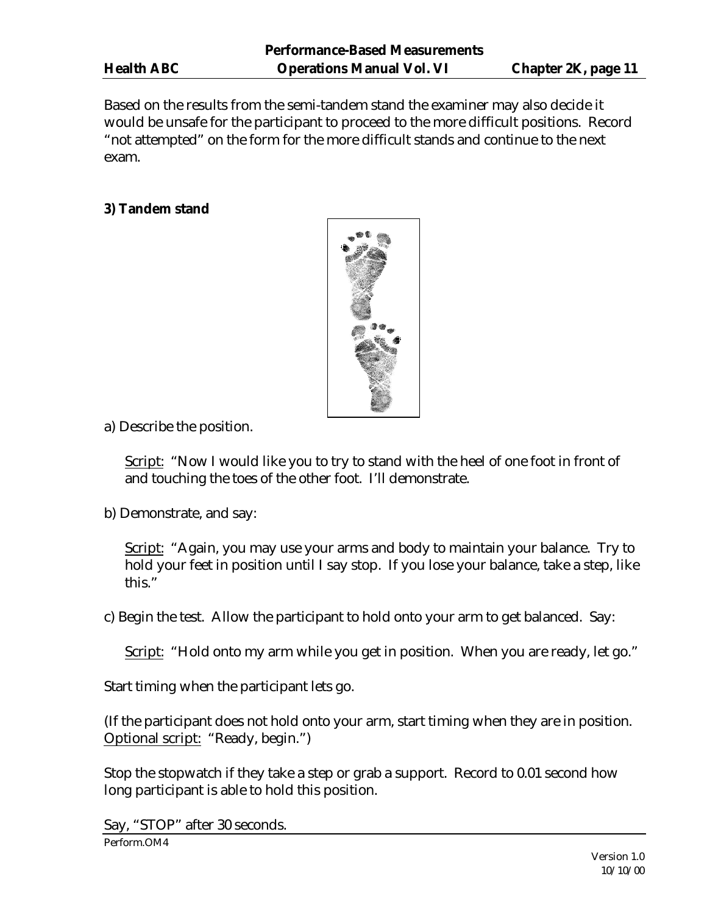Based on the results from the semi-tandem stand the examiner may also decide it would be unsafe for the participant to proceed to the more difficult positions. Record "not attempted" on the form for the more difficult stands and continue to the next exam.

**3) Tandem stand**

a) Describe the position.

> Script: "Now I would like you to try to stand with the heel of one foot in front of and touching the toes of the other foot. I'll demonstrate.

b) Demonstrate, and say:

> Script: "Again, you may use your arms and body to maintain your balance. Try to hold your feet in position until I say stop. If you lose your balance, take a step, like this."

c) Begin the test. Allow the participant to hold onto your arm to get balanced. Say:

> Script: "Hold onto my arm while you get in position. When you are ready, let go."

Start timing when the participant lets go.

(If the participant does not hold onto your arm, start timing when they are in position. Optional script: "Ready, begin.")

Stop the stopwatch if they take a step or grab a support. Record to 0.01 second how long participant is able to hold this position.

Say, "STOP" after 30 seconds.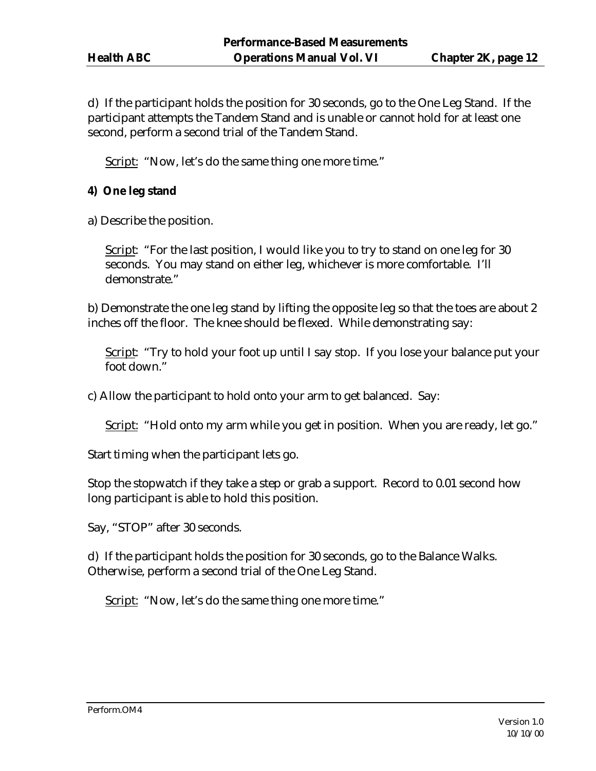d) If the participant holds the position for 30 seconds, go to the One Leg Stand. If the participant attempts the Tandem Stand and is unable or cannot hold for at least one second, perform a second trial of the Tandem Stand.

Script: "Now, let's do the same thing one more time."

**4) One leg stand**

a) Describe the position.

Script: "For the last position, I would like you to try to stand on one leg for 30 seconds. You may stand on either leg, whichever is more comfortable. I'll demonstrate."

b) Demonstrate the one leg stand by lifting the opposite leg so that the toes are about 2 inches off the floor. The knee should be flexed. While demonstrating say:

Script: "Try to hold your foot up until I say stop. If you lose your balance put your foot down."

c) Allow the participant to hold onto your arm to get balanced. Say:

Script: "Hold onto my arm while you get in position. When you are ready, let go."

Start timing when the participant lets go.

Stop the stopwatch if they take a step or grab a support. Record to 0.01 second how long participant is able to hold this position.

Say, "STOP" after 30 seconds.

d) If the participant holds the position for 30 seconds, go to the Balance Walks. Otherwise, perform a second trial of the One Leg Stand.

Script: "Now, let's do the same thing one more time."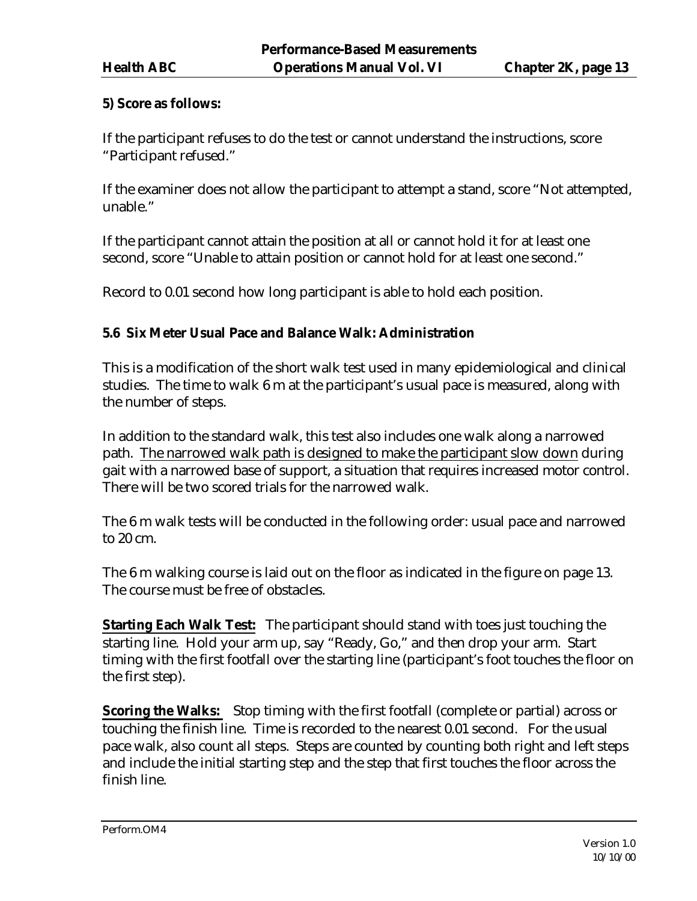**5) Score as follows:**

If the participant refuses to do the test or cannot understand the instructions, score "Participant refused."

If the examiner does not allow the participant to attempt a stand, score "Not attempted, unable."

If the participant cannot attain the position at all or cannot hold it for at least one second, score "Unable to attain position or cannot hold for at least one second."

Record to 0.01 second how long participant is able to hold each position.

### 5.6 Six Meter Usual Pace and Balance Walk: Administration

This is a modification of the short walk test used in many epidemiological and clinical studies. The time to walk 6 m at the participant's usual pace is measured, along with the number of steps.

In addition to the standard walk, this test also includes one walk along a narrowed path. <u>The narrowed walk path is designed to make the participant slow down</u> during gait with a narrowed base of support, a situation that requires increased motor control. There will be two scored trials for the narrowed walk.

The 6 m walk tests will be conducted in the following order: usual pace and narrowed to 20 cm.

The 6 m walking course is laid out on the floor as indicated in the figure on page 13. The course must be free of obstacles.

**<u>Starting Each Walk Test:</u>** The participant should stand with toes just touching the starting line. Hold your arm up, say "Ready, Go," and then drop your arm. Start timing with the first footfall over the starting line (participant's foot touches the floor on the first step).

**<u>Scoring the Walks:</u>** Stop timing with the first footfall (complete or partial) across or touching the finish line. Time is recorded to the nearest 0.01 second. For the usual pace walk, also count all steps. Steps are counted by counting both right and left steps and include the initial starting step and the step that first touches the floor across the finish line.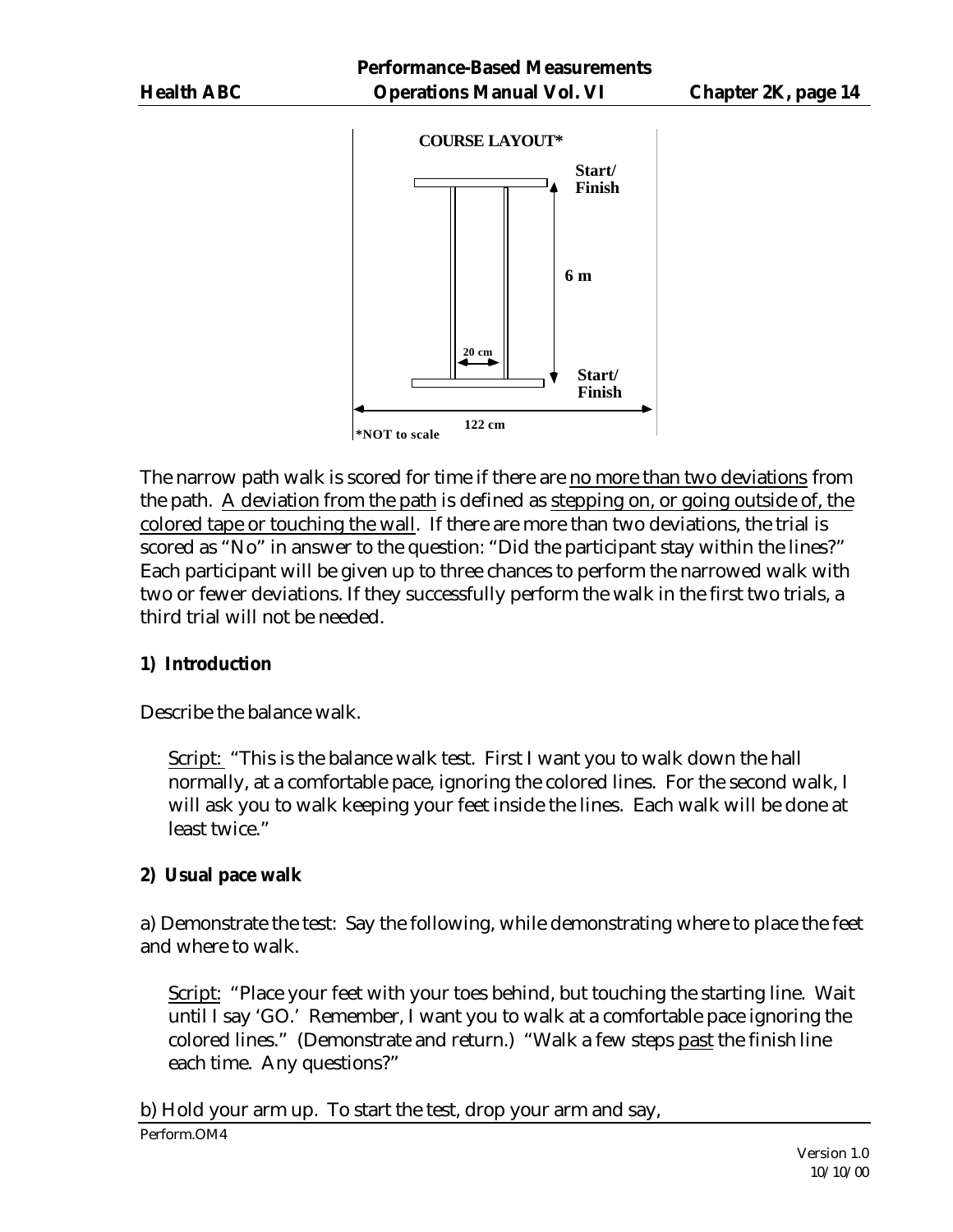COURSE LAYOUT*

Start/
Finish

6 m

20 cm

Start/
Finish

122 cm

*NOT to scale

The narrow path walk is scored for time if there are no more than two deviations from the path. A deviation from the path is defined as stepping on, or going outside of, the colored tape or touching the wall. If there are more than two deviations, the trial is scored as "No" in answer to the question: "Did the participant stay within the lines?" Each participant will be given up to three chances to perform the narrowed walk with two or fewer deviations. If they successfully perform the walk in the first two trials, a third trial will not be needed.

**1) Introduction**

Describe the balance walk.

> Script: "This is the balance walk test. First I want you to walk down the hall normally, at a comfortable pace, ignoring the colored lines. For the second walk, I will ask you to walk keeping your feet inside the lines. Each walk will be done at least twice."

**2) Usual pace walk**

a) Demonstrate the test: Say the following, while demonstrating where to place the feet and where to walk.

> Script: "Place your feet with your toes behind, but touching the starting line. Wait until I say 'GO.' Remember, I want you to walk at a comfortable pace ignoring the colored lines." (Demonstrate and return.) "Walk a few steps past the finish line each time. Any questions?"

b) Hold your arm up. To start the test, drop your arm and say,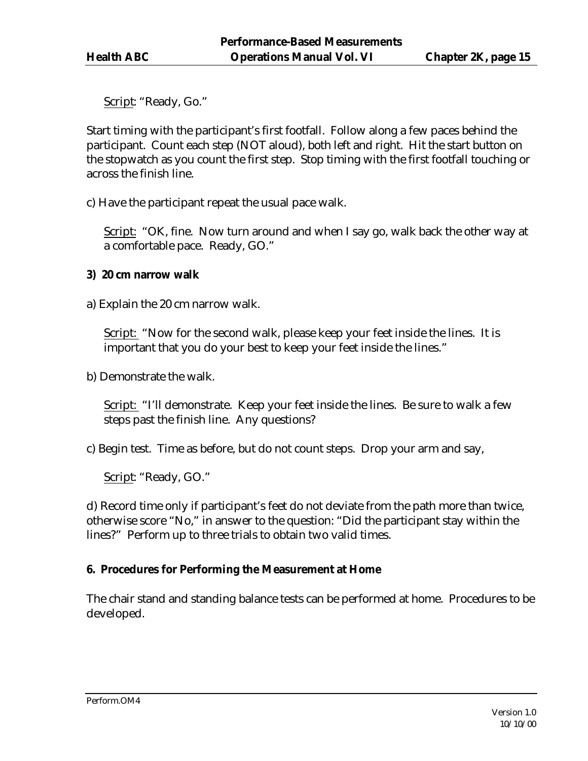Script: “Ready, Go.”

Start timing with the participant’s first footfall. Follow along a few paces behind the participant. Count each step (NOT aloud), both left and right. Hit the start button on the stopwatch as you count the first step. Stop timing with the first footfall touching or across the finish line.

c) Have the participant repeat the usual pace walk.

Script: “OK, fine. Now turn around and when I say go, walk back the other way at a comfortable pace. Ready, GO.”

**3) 20 cm narrow walk**

a) Explain the 20 cm narrow walk.

Script: “Now for the second walk, please keep your feet inside the lines. It is important that you do your best to keep your feet inside the lines.”

b) Demonstrate the walk.

Script: “I’ll demonstrate. Keep your feet inside the lines. Be sure to walk a few steps past the finish line. Any questions?

c) Begin test. Time as before, but do not count steps. Drop your arm and say,

Script: “Ready, GO.”

d) Record time only if participant’s feet do not deviate from the path more than twice, otherwise score “No,” in answer to the question: “Did the participant stay within the lines?” Perform up to three trials to obtain two valid times.

**6. Procedures for Performing the Measurement at Home**

The chair stand and standing balance tests can be performed at home. Procedures to be developed.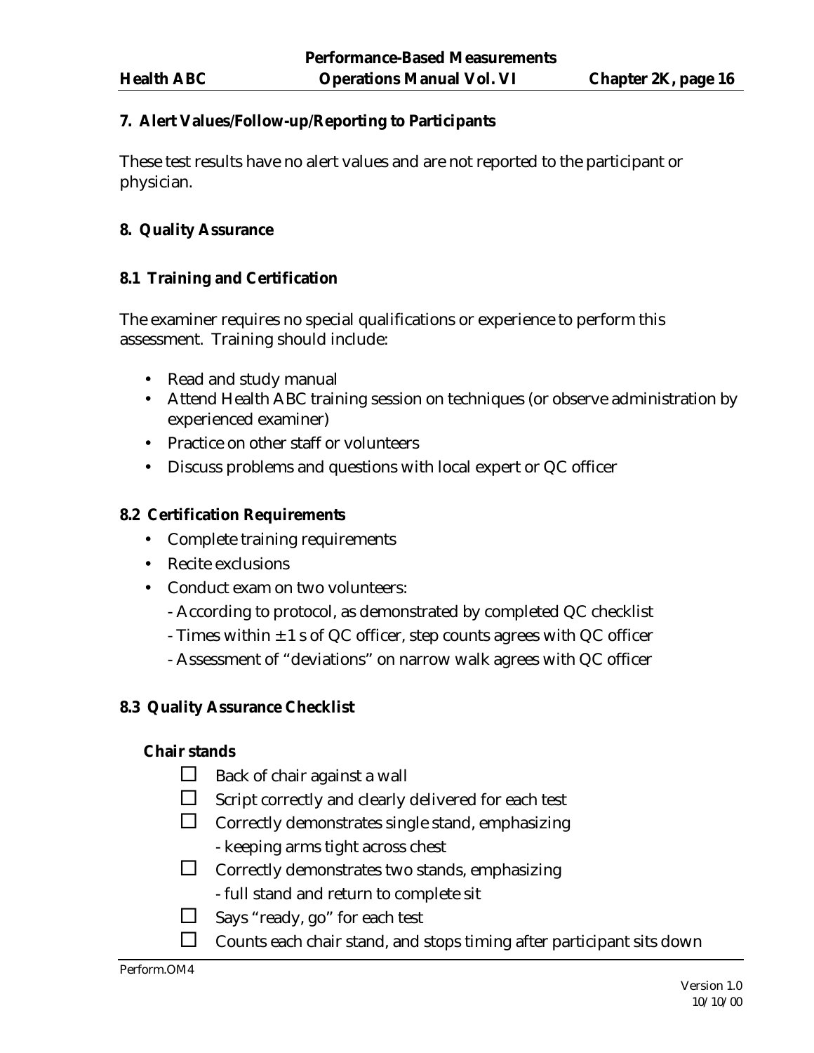## 7. Alert Values/Follow-up/Reporting to Participants

These test results have no alert values and are not reported to the participant or physician.

## 8. Quality Assurance

### 8.1 Training and Certification

The examiner requires no special qualifications or experience to perform this assessment. Training should include:

- Read and study manual
- Attend Health ABC training session on techniques (or observe administration by experienced examiner)
- Practice on other staff or volunteers
- Discuss problems and questions with local expert or QC officer

### 8.2 Certification Requirements

- Complete training requirements
- Recite exclusions
- Conduct exam on two volunteers:
  - According to protocol, as demonstrated by completed QC checklist
  - Times within ± 1 s of QC officer, step counts agrees with QC officer
  - Assessment of "deviations" on narrow walk agrees with QC officer

### 8.3 Quality Assurance Checklist

**Chair stands**

- ☐ Back of chair against a wall
- ☐ Script correctly and clearly delivered for each test
- ☐ Correctly demonstrates single stand, emphasizing
  - keeping arms tight across chest
- ☐ Correctly demonstrates two stands, emphasizing
  - full stand and return to complete sit
- ☐ Says "ready, go" for each test
- ☐ Counts each chair stand, and stops timing after participant sits down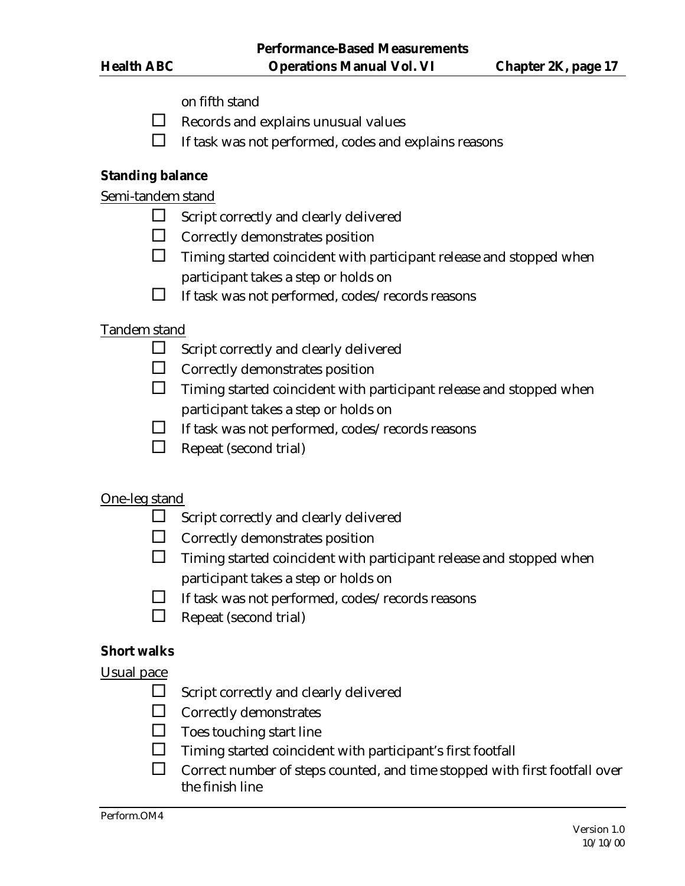on fifth stand

- ☐ Records and explains unusual values
- ☐ If task was not performed, codes and explains reasons

**Standing balance**

<u>Semi-tandem stand</u>

- ☐ Script correctly and clearly delivered
- ☐ Correctly demonstrates position
- ☐ Timing started coincident with participant release and stopped when participant takes a step or holds on
- ☐ If task was not performed, codes/records reasons

<u>Tandem stand</u>

- ☐ Script correctly and clearly delivered
- ☐ Correctly demonstrates position
- ☐ Timing started coincident with participant release and stopped when participant takes a step or holds on
- ☐ If task was not performed, codes/records reasons
- ☐ Repeat (second trial)

<u>One-leg stand</u>

- ☐ Script correctly and clearly delivered
- ☐ Correctly demonstrates position
- ☐ Timing started coincident with participant release and stopped when participant takes a step or holds on
- ☐ If task was not performed, codes/records reasons
- ☐ Repeat (second trial)

**Short walks**

<u>Usual pace</u>

- ☐ Script correctly and clearly delivered
- ☐ Correctly demonstrates
- ☐ Toes touching start line
- ☐ Timing started coincident with participant's first footfall
- ☐ Correct number of steps counted, and time stopped with first footfall over the finish line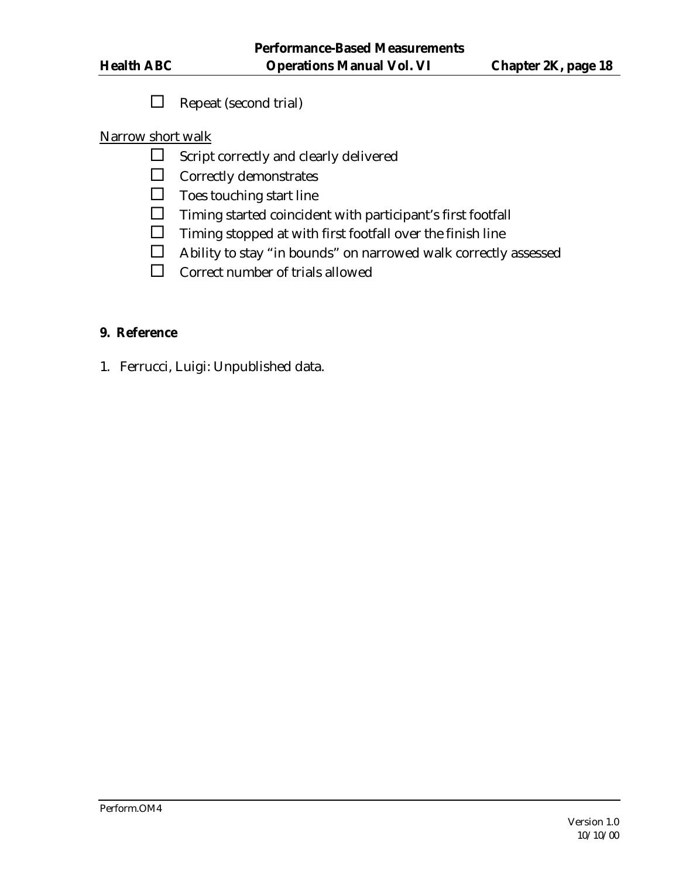- ☐ Repeat (second trial)

Narrow short walk

- ☐ Script correctly and clearly delivered
- ☐ Correctly demonstrates
- ☐ Toes touching start line
- ☐ Timing started coincident with participant's first footfall
- ☐ Timing stopped at with first footfall over the finish line
- ☐ Ability to stay "in bounds" on narrowed walk correctly assessed
- ☐ Correct number of trials allowed

## 9. Reference

1. Ferrucci, Luigi: Unpublished data.